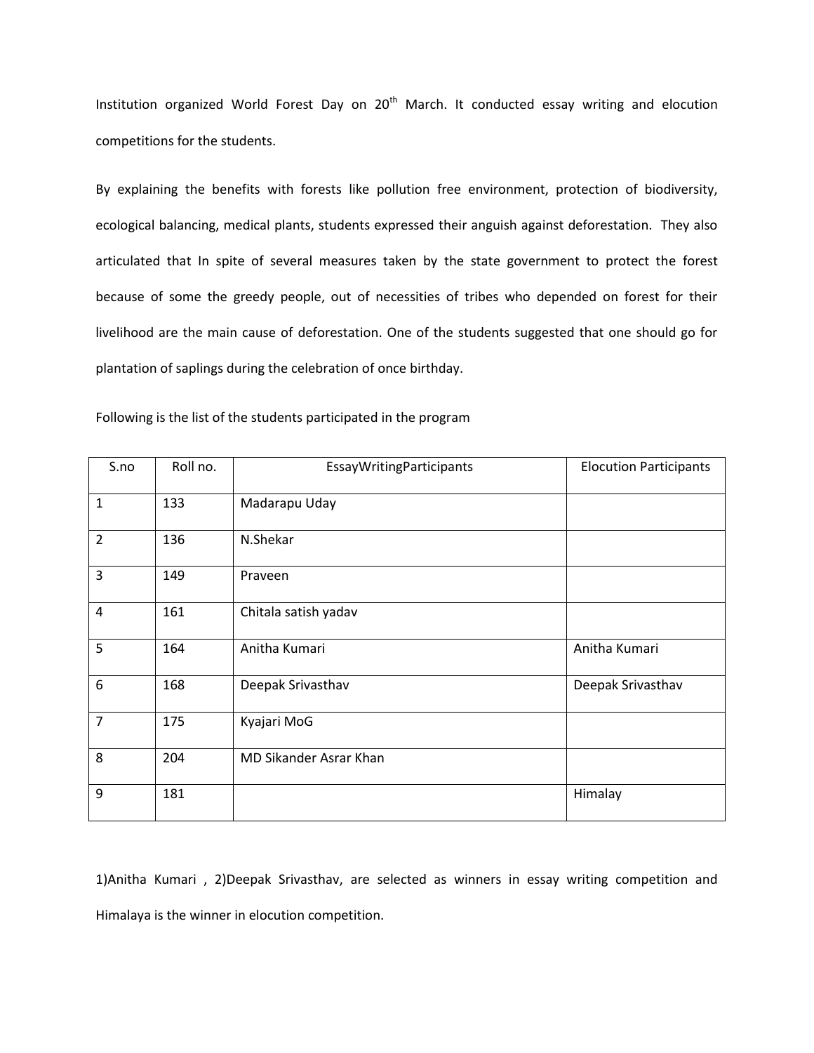Institution organized World Forest Day on 20th March. It conducted essay writing and elocution competitions for the students.

By explaining the benefits with forests like pollution free environment, protection of biodiversity, ecological balancing, medical plants, students expressed their anguish against deforestation. They also articulated that In spite of several measures taken by the state government to protect the forest because of some the greedy people, out of necessities of tribes who depended on forest for their livelihood are the main cause of deforestation. One of the students suggested that one should go for plantation of saplings during the celebration of once birthday.

Following is the list of the students participated in the program

| S.no | Roll no. | EssayWritingParticipants | Elocution Participants |
|---|---|---|---|
| 1 | 133 | Madarapu Uday | |
| 2 | 136 | N.Shekar | |
| 3 | 149 | Praveen | |
| 4 | 161 | Chitala satish yadav | |
| 5 | 164 | Anitha Kumari | Anitha Kumari |
| 6 | 168 | Deepak Srivasthav | Deepak Srivasthav |
| 7 | 175 | Kyajari MoG | |
| 8 | 204 | MD Sikander Asrar Khan | |
| 9 | 181 | | Himalay |

1)Anitha Kumari , 2)Deepak Srivasthav, are selected as winners in essay writing competition and Himalaya is the winner in elocution competition.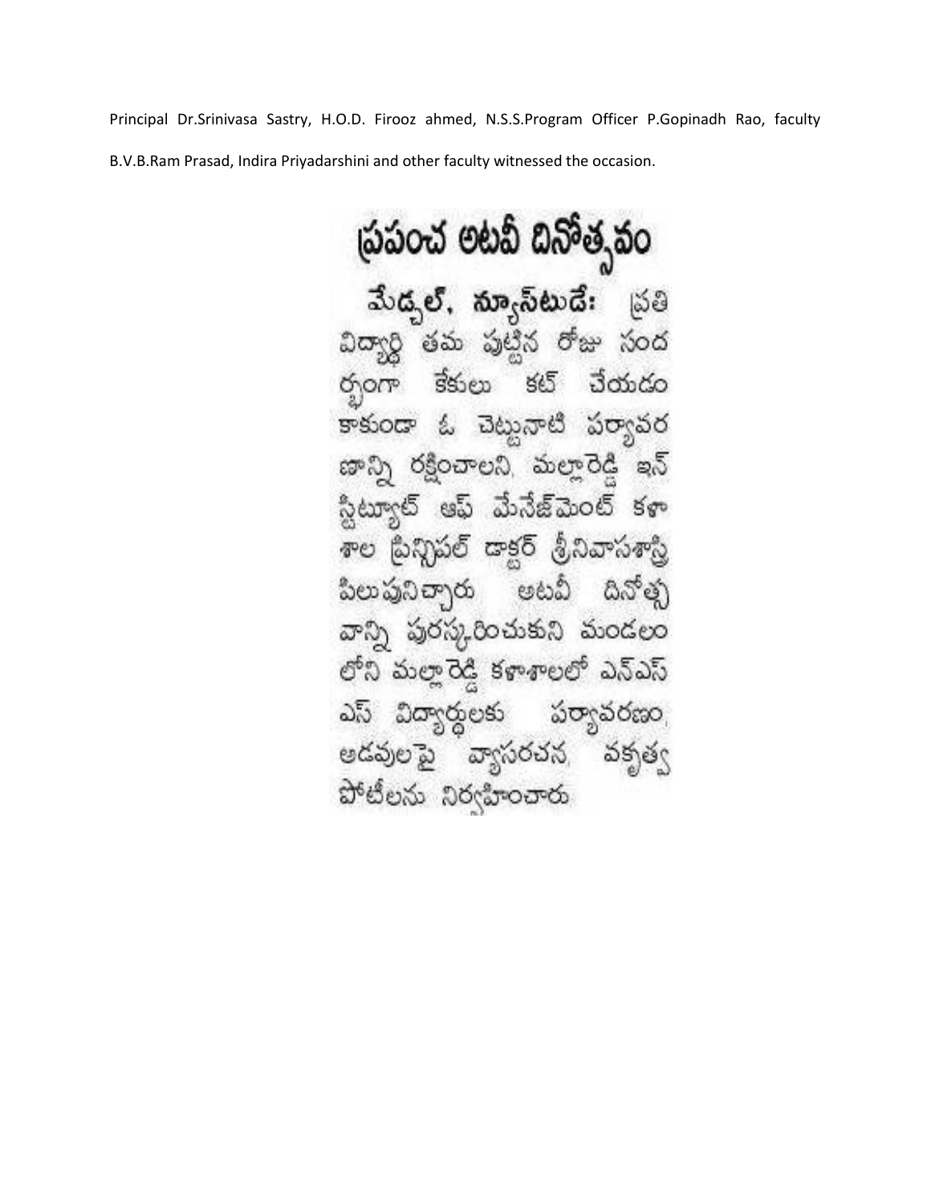Principal Dr.Srinivasa Sastry, H.O.D. Firooz ahmed, N.S.S.Program Officer P.Gopinadh Rao, faculty B.V.B.Ram Prasad, Indira Priyadarshini and other faculty witnessed the occasion.

# ప్రపంచ అటవీ దినోత్సవం

మేడ్చల్, న్యూస్‌టుడే: ప్రతి విద్యార్థి తమ పుట్టిన రోజు సందర్భంగా కేకులు కట్ చేయడం కాకుండా ఓ చెట్టునాటి పర్యావరణాన్ని రక్షించాలని, మల్లారెడ్డి ఇన్‌స్టిట్యూట్ ఆఫ్ మేనేజ్‌మెంట్ కళాశాల ప్రిన్సిపల్ డాక్టర్ శ్రీనివాసశాస్త్రి పిలుపునిచ్చారు. అటవీ దినోత్సవాన్ని పురస్కరించుకుని మండలంలోని మల్లారెడ్డి కళాశాలలో ఎన్ఎస్ఎస్ విద్యార్థులకు పర్యావరణం, అడవులపై వ్యాసరచన, వకృత్వ పోటీలను నిర్వహించారు.